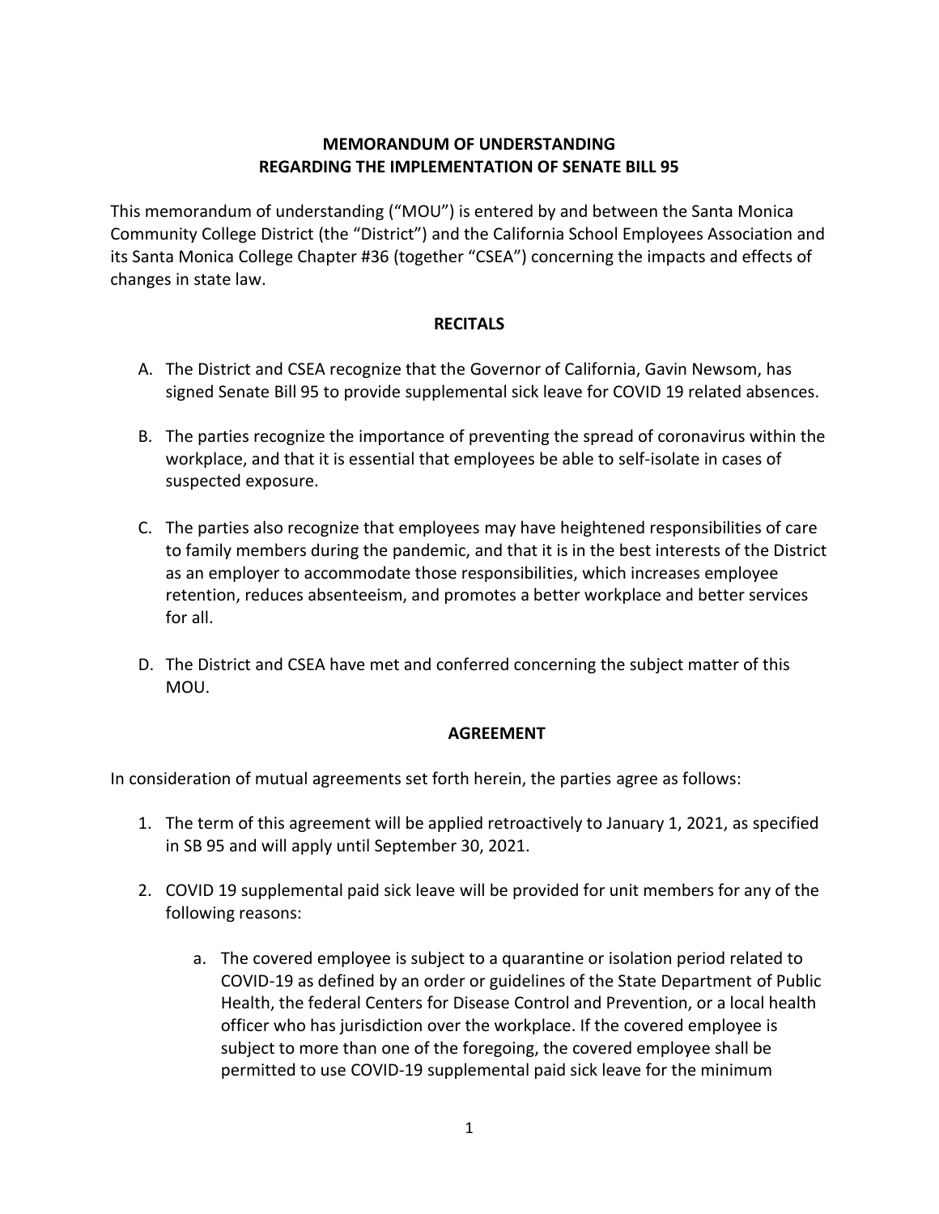**MEMORANDUM OF UNDERSTANDING**
**REGARDING THE IMPLEMENTATION OF SENATE BILL 95**

This memorandum of understanding ("MOU") is entered by and between the Santa Monica Community College District (the "District") and the California School Employees Association and its Santa Monica College Chapter #36 (together "CSEA") concerning the impacts and effects of changes in state law.

**RECITALS**

A. The District and CSEA recognize that the Governor of California, Gavin Newsom, has signed Senate Bill 95 to provide supplemental sick leave for COVID 19 related absences.

B. The parties recognize the importance of preventing the spread of coronavirus within the workplace, and that it is essential that employees be able to self-isolate in cases of suspected exposure.

C. The parties also recognize that employees may have heightened responsibilities of care to family members during the pandemic, and that it is in the best interests of the District as an employer to accommodate those responsibilities, which increases employee retention, reduces absenteeism, and promotes a better workplace and better services for all.

D. The District and CSEA have met and conferred concerning the subject matter of this MOU.

**AGREEMENT**

In consideration of mutual agreements set forth herein, the parties agree as follows:

1. The term of this agreement will be applied retroactively to January 1, 2021, as specified in SB 95 and will apply until September 30, 2021.

2. COVID 19 supplemental paid sick leave will be provided for unit members for any of the following reasons:

    a. The covered employee is subject to a quarantine or isolation period related to COVID-19 as defined by an order or guidelines of the State Department of Public Health, the federal Centers for Disease Control and Prevention, or a local health officer who has jurisdiction over the workplace. If the covered employee is subject to more than one of the foregoing, the covered employee shall be permitted to use COVID-19 supplemental paid sick leave for the minimum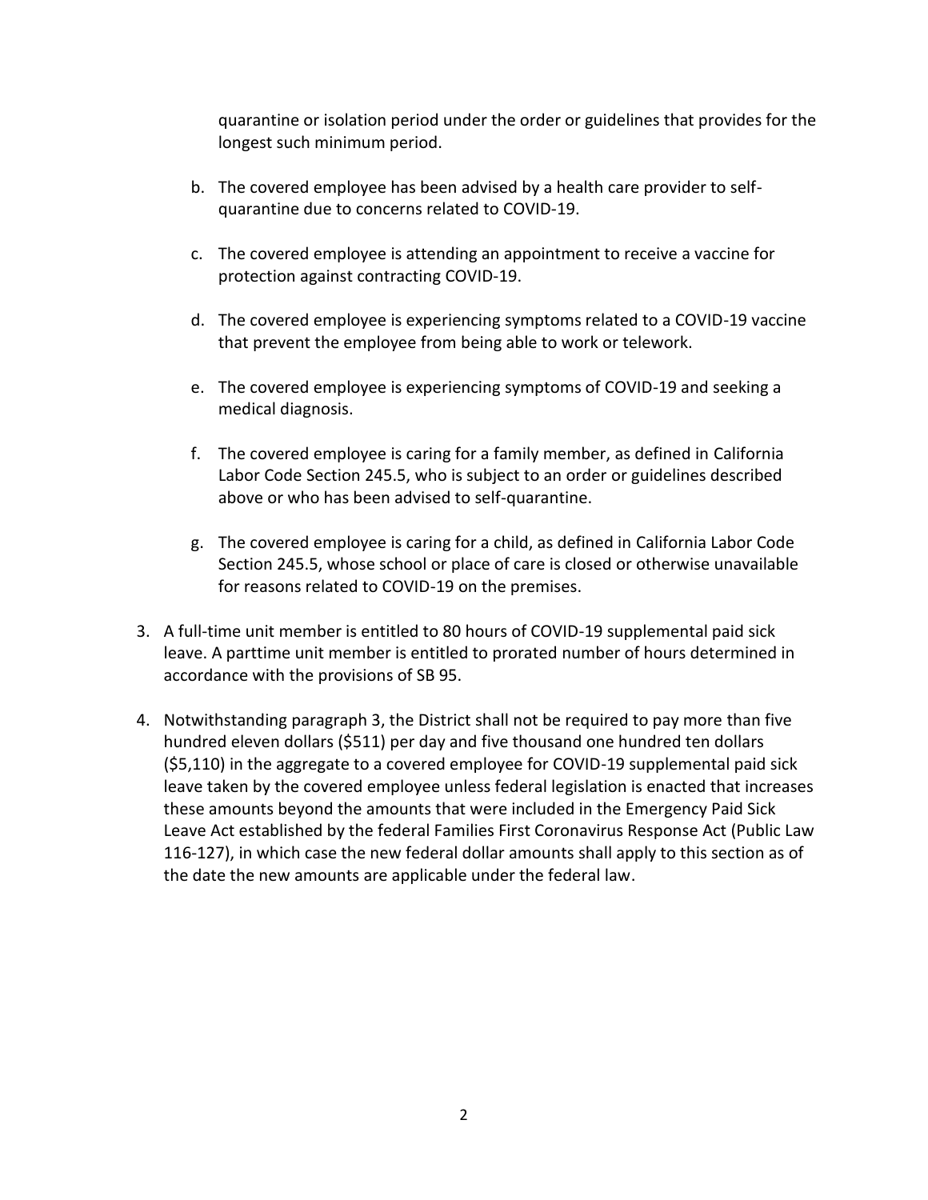quarantine or isolation period under the order or guidelines that provides for the longest such minimum period.

b. The covered employee has been advised by a health care provider to self-quarantine due to concerns related to COVID-19.

c. The covered employee is attending an appointment to receive a vaccine for protection against contracting COVID-19.

d. The covered employee is experiencing symptoms related to a COVID-19 vaccine that prevent the employee from being able to work or telework.

e. The covered employee is experiencing symptoms of COVID-19 and seeking a medical diagnosis.

f. The covered employee is caring for a family member, as defined in California Labor Code Section 245.5, who is subject to an order or guidelines described above or who has been advised to self-quarantine.

g. The covered employee is caring for a child, as defined in California Labor Code Section 245.5, whose school or place of care is closed or otherwise unavailable for reasons related to COVID-19 on the premises.

3. A full-time unit member is entitled to 80 hours of COVID-19 supplemental paid sick leave. A parttime unit member is entitled to prorated number of hours determined in accordance with the provisions of SB 95.

4. Notwithstanding paragraph 3, the District shall not be required to pay more than five hundred eleven dollars ($511) per day and five thousand one hundred ten dollars ($5,110) in the aggregate to a covered employee for COVID-19 supplemental paid sick leave taken by the covered employee unless federal legislation is enacted that increases these amounts beyond the amounts that were included in the Emergency Paid Sick Leave Act established by the federal Families First Coronavirus Response Act (Public Law 116-127), in which case the new federal dollar amounts shall apply to this section as of the date the new amounts are applicable under the federal law.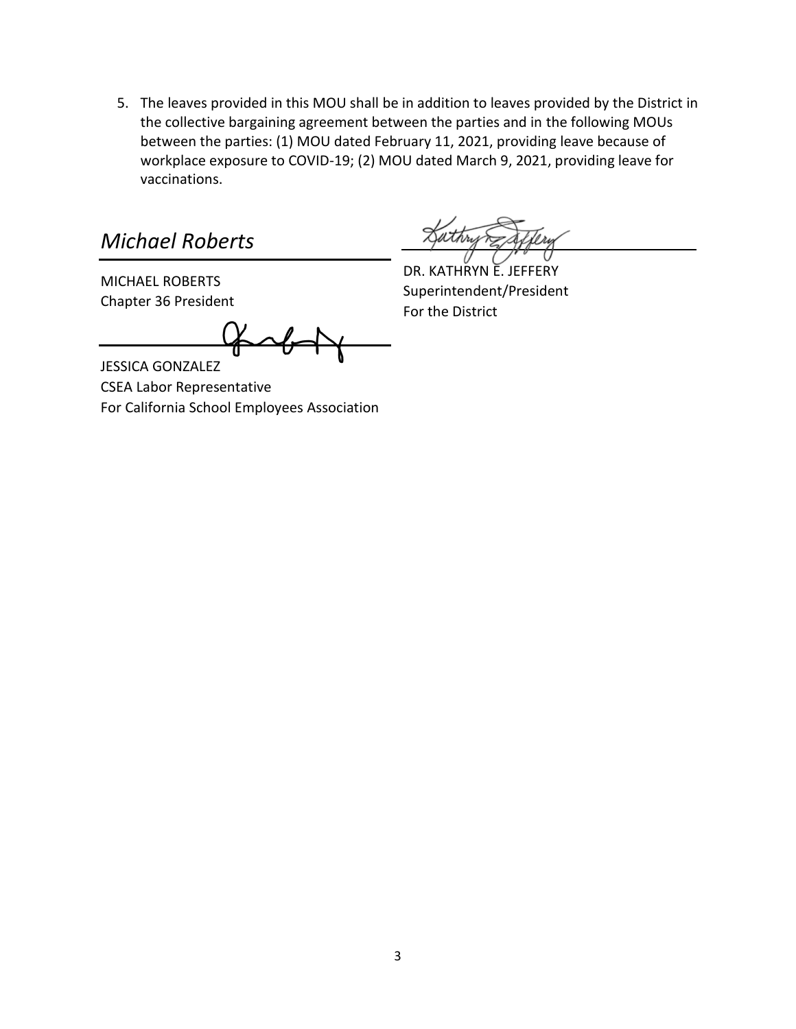5. The leaves provided in this MOU shall be in addition to leaves provided by the District in the collective bargaining agreement between the parties and in the following MOUs between the parties: (1) MOU dated February 11, 2021, providing leave because of workplace exposure to COVID-19; (2) MOU dated March 9, 2021, providing leave for vaccinations.

*Michael Roberts*

MICHAEL ROBERTS
Chapter 36 President

JESSICA GONZALEZ
CSEA Labor Representative
For California School Employees Association

DR. KATHRYN E. JEFFERY
Superintendent/President
For the District